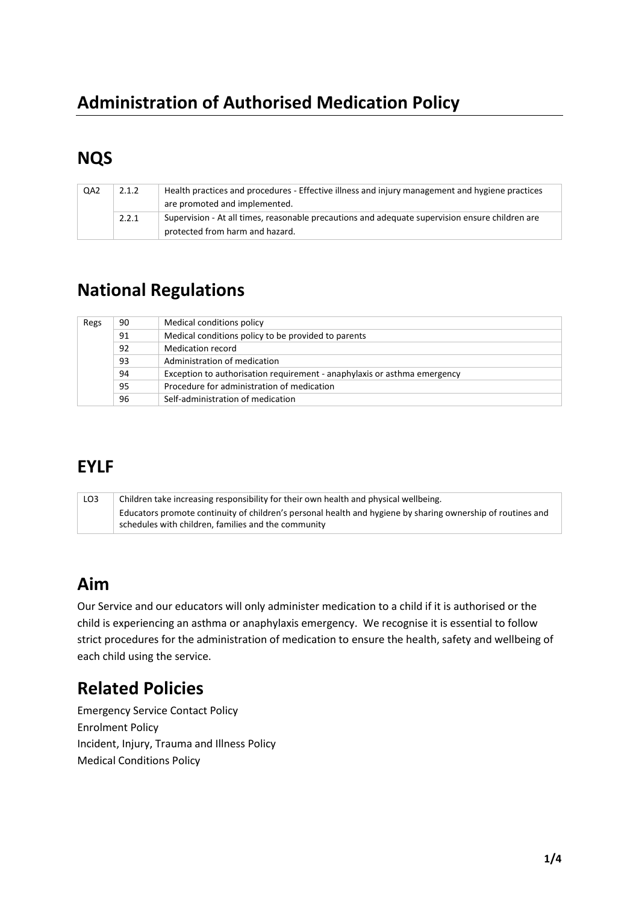# Administration of Authorised Medication Policy

## NQS

| | | |
|---|---|---|
| QA2 | 2.1.2 | Health practices and procedures - Effective illness and injury management and hygiene practices are promoted and implemented. |
| | 2.2.1 | Supervision - At all times, reasonable precautions and adequate supervision ensure children are protected from harm and hazard. |

## National Regulations

| | | |
|---|---|---|
| Regs | 90 | Medical conditions policy |
| | 91 | Medical conditions policy to be provided to parents |
| | 92 | Medication record |
| | 93 | Administration of medication |
| | 94 | Exception to authorisation requirement - anaphylaxis or asthma emergency |
| | 95 | Procedure for administration of medication |
| | 96 | Self-administration of medication |

## EYLF

| | |
|---|---|
| LO3 | Children take increasing responsibility for their own health and physical wellbeing.<br>Educators promote continuity of children's personal health and hygiene by sharing ownership of routines and schedules with children, families and the community |

## Aim

Our Service and our educators will only administer medication to a child if it is authorised or the child is experiencing an asthma or anaphylaxis emergency. We recognise it is essential to follow strict procedures for the administration of medication to ensure the health, safety and wellbeing of each child using the service.

## Related Policies

Emergency Service Contact Policy
Enrolment Policy
Incident, Injury, Trauma and Illness Policy
Medical Conditions Policy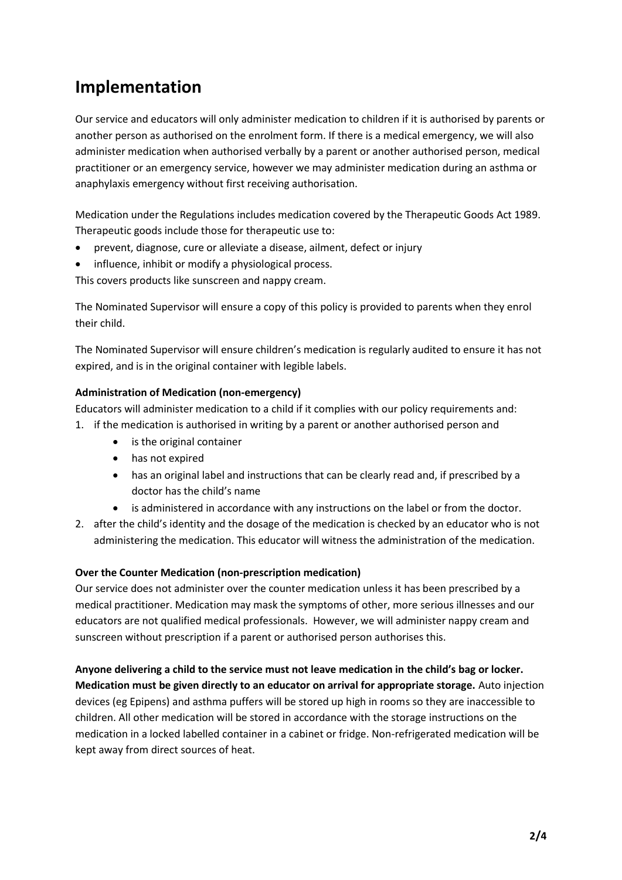# Implementation

Our service and educators will only administer medication to children if it is authorised by parents or another person as authorised on the enrolment form. If there is a medical emergency, we will also administer medication when authorised verbally by a parent or another authorised person, medical practitioner or an emergency service, however we may administer medication during an asthma or anaphylaxis emergency without first receiving authorisation.

Medication under the Regulations includes medication covered by the Therapeutic Goods Act 1989. Therapeutic goods include those for therapeutic use to:

- prevent, diagnose, cure or alleviate a disease, ailment, defect or injury
- influence, inhibit or modify a physiological process.

This covers products like sunscreen and nappy cream.

The Nominated Supervisor will ensure a copy of this policy is provided to parents when they enrol their child.

The Nominated Supervisor will ensure children's medication is regularly audited to ensure it has not expired, and is in the original container with legible labels.

**Administration of Medication (non-emergency)**

Educators will administer medication to a child if it complies with our policy requirements and:

1. if the medication is authorised in writing by a parent or another authorised person and
   - is the original container
   - has not expired
   - has an original label and instructions that can be clearly read and, if prescribed by a doctor has the child's name
   - is administered in accordance with any instructions on the label or from the doctor.
2. after the child's identity and the dosage of the medication is checked by an educator who is not administering the medication. This educator will witness the administration of the medication.

**Over the Counter Medication (non-prescription medication)**

Our service does not administer over the counter medication unless it has been prescribed by a medical practitioner. Medication may mask the symptoms of other, more serious illnesses and our educators are not qualified medical professionals. However, we will administer nappy cream and sunscreen without prescription if a parent or authorised person authorises this.

**Anyone delivering a child to the service must not leave medication in the child's bag or locker. Medication must be given directly to an educator on arrival for appropriate storage.** Auto injection devices (eg Epipens) and asthma puffers will be stored up high in rooms so they are inaccessible to children. All other medication will be stored in accordance with the storage instructions on the medication in a locked labelled container in a cabinet or fridge. Non-refrigerated medication will be kept away from direct sources of heat.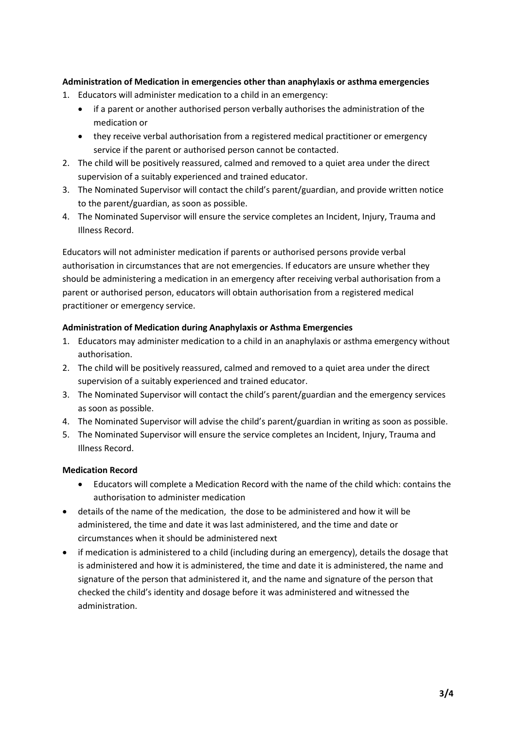**Administration of Medication in emergencies other than anaphylaxis or asthma emergencies**

1. Educators will administer medication to a child in an emergency:
   - if a parent or another authorised person verbally authorises the administration of the medication or
   - they receive verbal authorisation from a registered medical practitioner or emergency service if the parent or authorised person cannot be contacted.
2. The child will be positively reassured, calmed and removed to a quiet area under the direct supervision of a suitably experienced and trained educator.
3. The Nominated Supervisor will contact the child's parent/guardian, and provide written notice to the parent/guardian, as soon as possible.
4. The Nominated Supervisor will ensure the service completes an Incident, Injury, Trauma and Illness Record.

Educators will not administer medication if parents or authorised persons provide verbal authorisation in circumstances that are not emergencies. If educators are unsure whether they should be administering a medication in an emergency after receiving verbal authorisation from a parent or authorised person, educators will obtain authorisation from a registered medical practitioner or emergency service.

**Administration of Medication during Anaphylaxis or Asthma Emergencies**

1. Educators may administer medication to a child in an anaphylaxis or asthma emergency without authorisation.
2. The child will be positively reassured, calmed and removed to a quiet area under the direct supervision of a suitably experienced and trained educator.
3. The Nominated Supervisor will contact the child's parent/guardian and the emergency services as soon as possible.
4. The Nominated Supervisor will advise the child's parent/guardian in writing as soon as possible.
5. The Nominated Supervisor will ensure the service completes an Incident, Injury, Trauma and Illness Record.

**Medication Record**

- Educators will complete a Medication Record with the name of the child which: contains the authorisation to administer medication
- details of the name of the medication, the dose to be administered and how it will be administered, the time and date it was last administered, and the time and date or circumstances when it should be administered next
- if medication is administered to a child (including during an emergency), details the dosage that is administered and how it is administered, the time and date it is administered, the name and signature of the person that administered it, and the name and signature of the person that checked the child's identity and dosage before it was administered and witnessed the administration.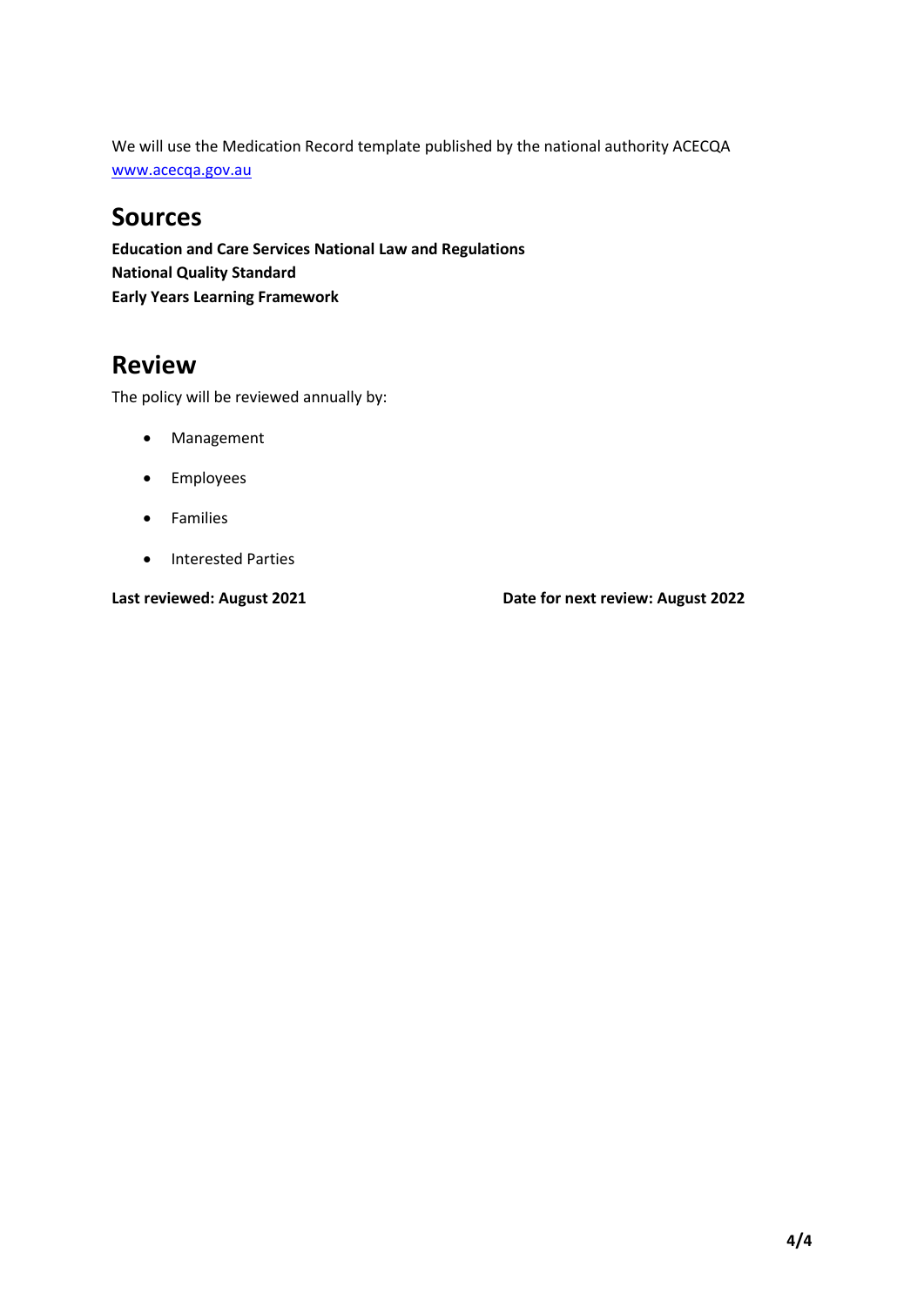We will use the Medication Record template published by the national authority ACECQA [www.acecqa.gov.au](http://www.acecqa.gov.au)

## Sources

**Education and Care Services National Law and Regulations**
**National Quality Standard**
**Early Years Learning Framework**

## Review

The policy will be reviewed annually by:

- Management
- Employees
- Families
- Interested Parties

**Last reviewed: August 2021** **Date for next review: August 2022**